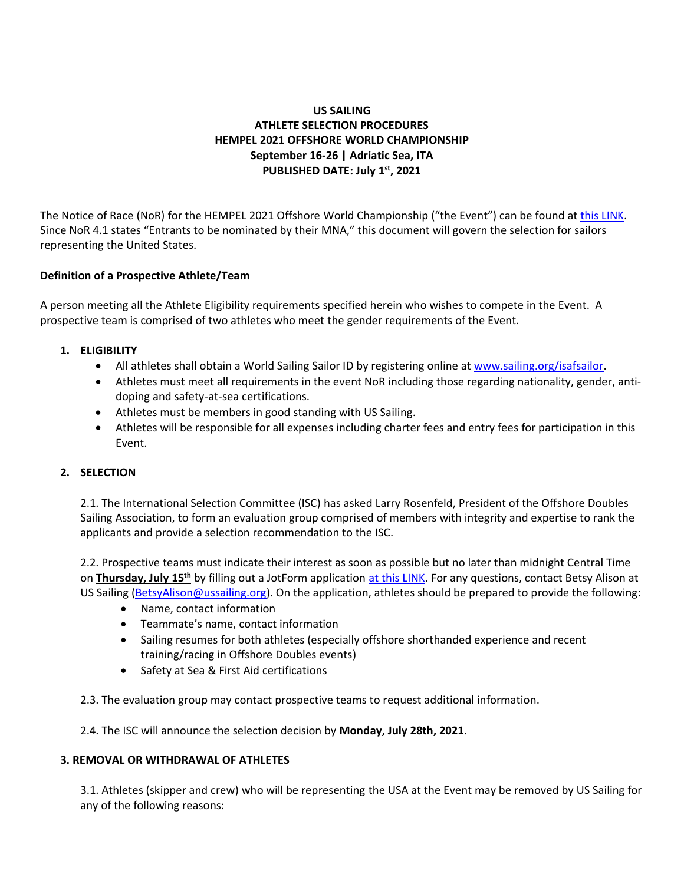**US SAILING**
**ATHLETE SELECTION PROCEDURES**
**HEMPEL 2021 OFFSHORE WORLD CHAMPIONSHIP**
**September 16-26 | Adriatic Sea, ITA**
**PUBLISHED DATE: July 1st, 2021**

The Notice of Race (NoR) for the HEMPEL 2021 Offshore World Championship ("the Event") can be found at this LINK. Since NoR 4.1 states "Entrants to be nominated by their MNA," this document will govern the selection for sailors representing the United States.

**Definition of a Prospective Athlete/Team**

A person meeting all the Athlete Eligibility requirements specified herein who wishes to compete in the Event. A prospective team is comprised of two athletes who meet the gender requirements of the Event.

## 1. ELIGIBILITY

- All athletes shall obtain a World Sailing Sailor ID by registering online at www.sailing.org/isafsailor.
- Athletes must meet all requirements in the event NoR including those regarding nationality, gender, anti-doping and safety-at-sea certifications.
- Athletes must be members in good standing with US Sailing.
- Athletes will be responsible for all expenses including charter fees and entry fees for participation in this Event.

## 2. SELECTION

2.1. The International Selection Committee (ISC) has asked Larry Rosenfeld, President of the Offshore Doubles Sailing Association, to form an evaluation group comprised of members with integrity and expertise to rank the applicants and provide a selection recommendation to the ISC.

2.2. Prospective teams must indicate their interest as soon as possible but no later than midnight Central Time on **Thursday, July 15th** by filling out a JotForm application at this LINK. For any questions, contact Betsy Alison at US Sailing (BetsyAlison@ussailing.org). On the application, athletes should be prepared to provide the following:

- Name, contact information
- Teammate's name, contact information
- Sailing resumes for both athletes (especially offshore shorthanded experience and recent training/racing in Offshore Doubles events)
- Safety at Sea & First Aid certifications

2.3. The evaluation group may contact prospective teams to request additional information.

2.4. The ISC will announce the selection decision by **Monday, July 28th, 2021**.

## 3. REMOVAL OR WITHDRAWAL OF ATHLETES

3.1. Athletes (skipper and crew) who will be representing the USA at the Event may be removed by US Sailing for any of the following reasons: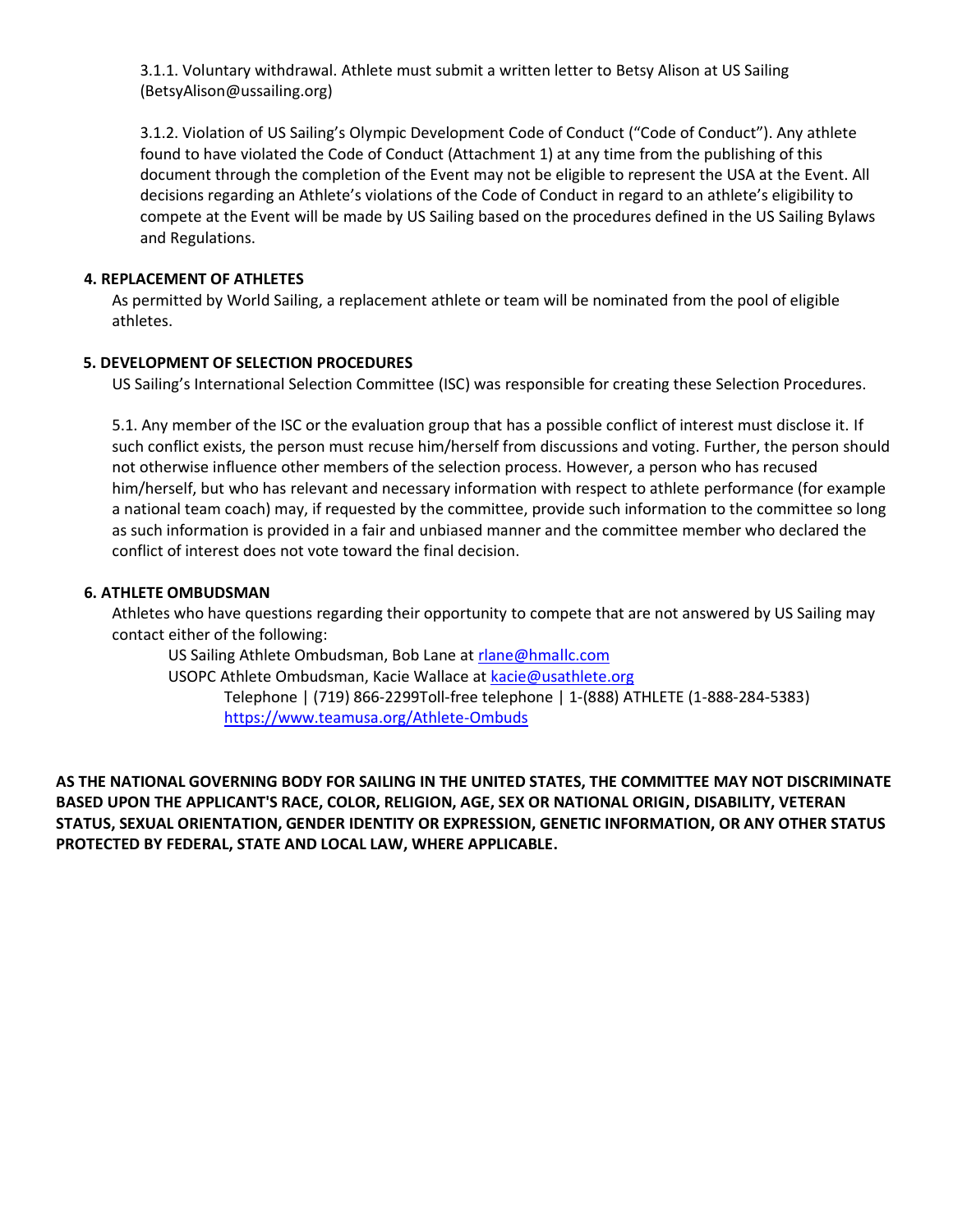3.1.1. Voluntary withdrawal. Athlete must submit a written letter to Betsy Alison at US Sailing (BetsyAlison@ussailing.org)

3.1.2. Violation of US Sailing's Olympic Development Code of Conduct ("Code of Conduct"). Any athlete found to have violated the Code of Conduct (Attachment 1) at any time from the publishing of this document through the completion of the Event may not be eligible to represent the USA at the Event. All decisions regarding an Athlete's violations of the Code of Conduct in regard to an athlete's eligibility to compete at the Event will be made by US Sailing based on the procedures defined in the US Sailing Bylaws and Regulations.

**4. REPLACEMENT OF ATHLETES**

As permitted by World Sailing, a replacement athlete or team will be nominated from the pool of eligible athletes.

**5. DEVELOPMENT OF SELECTION PROCEDURES**

US Sailing's International Selection Committee (ISC) was responsible for creating these Selection Procedures.

5.1. Any member of the ISC or the evaluation group that has a possible conflict of interest must disclose it. If such conflict exists, the person must recuse him/herself from discussions and voting. Further, the person should not otherwise influence other members of the selection process. However, a person who has recused him/herself, but who has relevant and necessary information with respect to athlete performance (for example a national team coach) may, if requested by the committee, provide such information to the committee so long as such information is provided in a fair and unbiased manner and the committee member who declared the conflict of interest does not vote toward the final decision.

**6. ATHLETE OMBUDSMAN**

Athletes who have questions regarding their opportunity to compete that are not answered by US Sailing may contact either of the following:

US Sailing Athlete Ombudsman, Bob Lane at rlane@hmallc.com

USOPC Athlete Ombudsman, Kacie Wallace at kacie@usathlete.org

Telephone | (719) 866-2299Toll-free telephone | 1-(888) ATHLETE (1-888-284-5383)

https://www.teamusa.org/Athlete-Ombuds

**AS THE NATIONAL GOVERNING BODY FOR SAILING IN THE UNITED STATES, THE COMMITTEE MAY NOT DISCRIMINATE BASED UPON THE APPLICANT'S RACE, COLOR, RELIGION, AGE, SEX OR NATIONAL ORIGIN, DISABILITY, VETERAN STATUS, SEXUAL ORIENTATION, GENDER IDENTITY OR EXPRESSION, GENETIC INFORMATION, OR ANY OTHER STATUS PROTECTED BY FEDERAL, STATE AND LOCAL LAW, WHERE APPLICABLE.**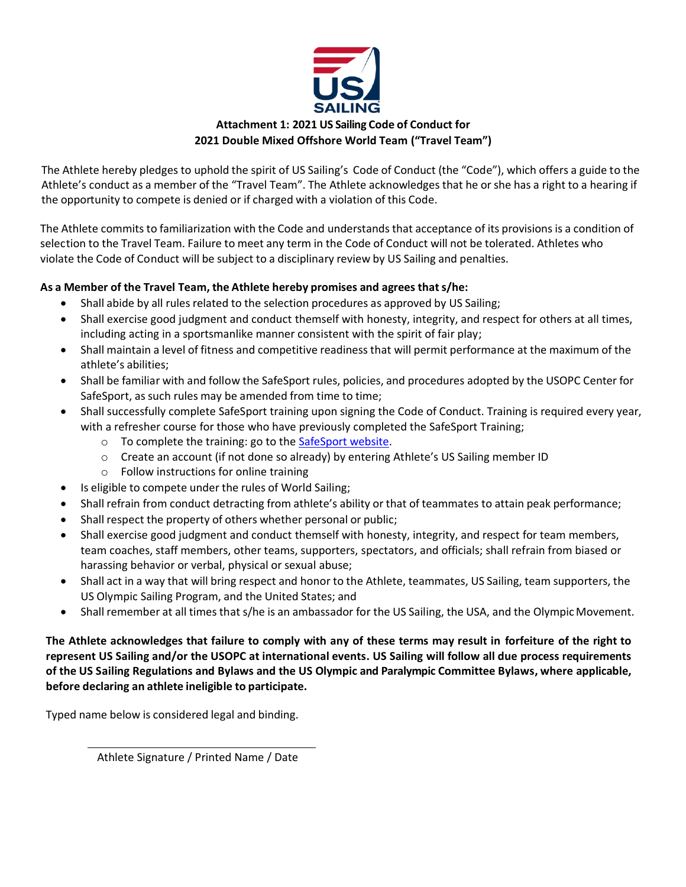## Attachment 1: 2021 US Sailing Code of Conduct for 2021 Double Mixed Offshore World Team ("Travel Team")

The Athlete hereby pledges to uphold the spirit of US Sailing's Code of Conduct (the "Code"), which offers a guide to the Athlete's conduct as a member of the "Travel Team". The Athlete acknowledges that he or she has a right to a hearing if the opportunity to compete is denied or if charged with a violation of this Code.

The Athlete commits to familiarization with the Code and understands that acceptance of its provisions is a condition of selection to the Travel Team. Failure to meet any term in the Code of Conduct will not be tolerated. Athletes who violate the Code of Conduct will be subject to a disciplinary review by US Sailing and penalties.

**As a Member of the Travel Team, the Athlete hereby promises and agrees that s/he:**

- Shall abide by all rules related to the selection procedures as approved by US Sailing;
- Shall exercise good judgment and conduct themself with honesty, integrity, and respect for others at all times, including acting in a sportsmanlike manner consistent with the spirit of fair play;
- Shall maintain a level of fitness and competitive readiness that will permit performance at the maximum of the athlete's abilities;
- Shall be familiar with and follow the SafeSport rules, policies, and procedures adopted by the USOPC Center for SafeSport, as such rules may be amended from time to time;
- Shall successfully complete SafeSport training upon signing the Code of Conduct. Training is required every year, with a refresher course for those who have previously completed the SafeSport Training;
  - To complete the training: go to the SafeSport website.
  - Create an account (if not done so already) by entering Athlete's US Sailing member ID
  - Follow instructions for online training
- Is eligible to compete under the rules of World Sailing;
- Shall refrain from conduct detracting from athlete's ability or that of teammates to attain peak performance;
- Shall respect the property of others whether personal or public;
- Shall exercise good judgment and conduct themself with honesty, integrity, and respect for team members, team coaches, staff members, other teams, supporters, spectators, and officials; shall refrain from biased or harassing behavior or verbal, physical or sexual abuse;
- Shall act in a way that will bring respect and honor to the Athlete, teammates, US Sailing, team supporters, the US Olympic Sailing Program, and the United States; and
- Shall remember at all times that s/he is an ambassador for the US Sailing, the USA, and the Olympic Movement.

**The Athlete acknowledges that failure to comply with any of these terms may result in forfeiture of the right to represent US Sailing and/or the USOPC at international events. US Sailing will follow all due process requirements of the US Sailing Regulations and Bylaws and the US Olympic and Paralympic Committee Bylaws, where applicable, before declaring an athlete ineligible to participate.**

Typed name below is considered legal and binding.

\_\_\_\_\_\_\_\_\_\_\_\_\_\_\_\_\_\_\_\_\_\_\_\_\_\_\_\_\_\_\_\_\_\_\_\_\_\_\_\_

Athlete Signature / Printed Name / Date